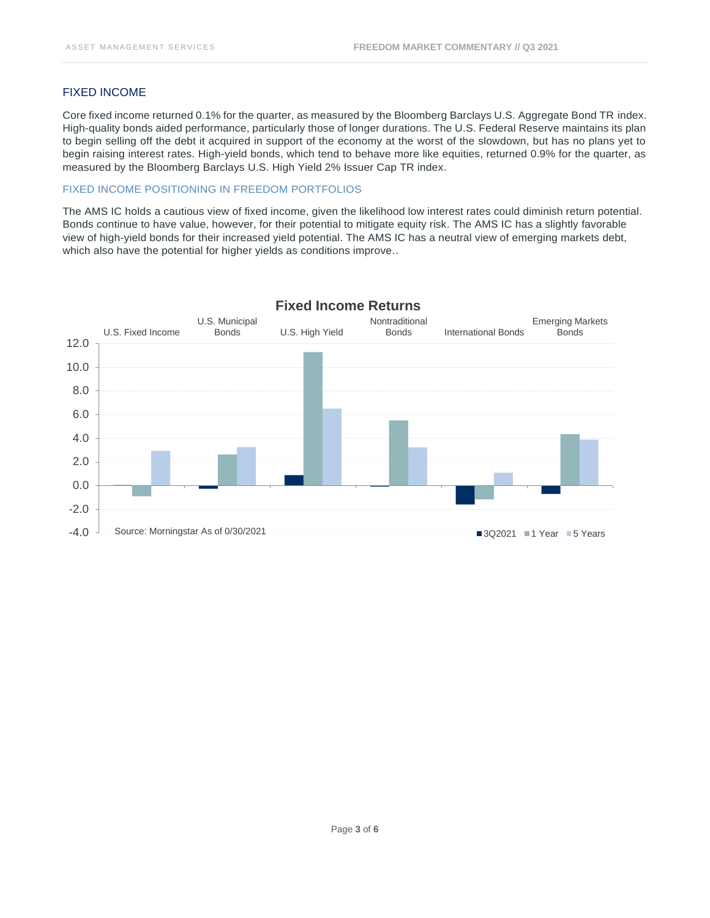## FIXED INCOME

Core fixed income returned 0.1% for the quarter, as measured by the Bloomberg Barclays U.S. Aggregate Bond TR index. High-quality bonds aided performance, particularly those of longer durations. The U.S. Federal Reserve maintains its plan to begin selling off the debt it acquired in support of the economy at the worst of the slowdown, but has no plans yet to begin raising interest rates. High-yield bonds, which tend to behave more like equities, returned 0.9% for the quarter, as measured by the Bloomberg Barclays U.S. High Yield 2% Issuer Cap TR index.

### FIXED INCOME POSITIONING IN FREEDOM PORTFOLIOS

The AMS IC holds a cautious view of fixed income, given the likelihood low interest rates could diminish return potential. Bonds continue to have value, however, for their potential to mitigate equity risk. The AMS IC has a slightly favorable view of high-yield bonds for their increased yield potential. The AMS IC has a neutral view of emerging markets debt, which also have the potential for higher yields as conditions improve..

**Fixed Income Returns**

Categories: U.S. Fixed Income, U.S. Municipal Bonds, U.S. High Yield, Nontraditional Bonds, International Bonds, Emerging Markets Bonds

Series: 3Q2021, 1 Year, 5 Years

Source: Morningstar As of 0/30/2021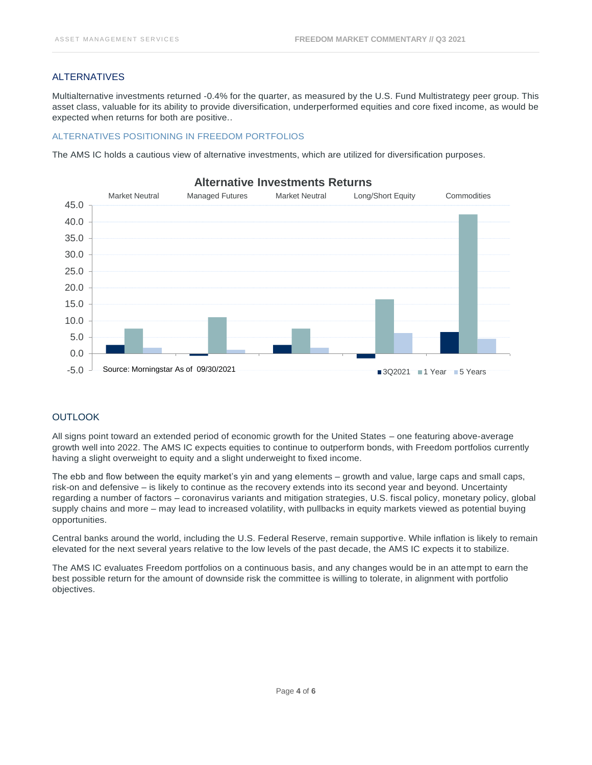## ALTERNATIVES

Multialternative investments returned -0.4% for the quarter, as measured by the U.S. Fund Multistrategy peer group. This asset class, valuable for its ability to provide diversification, underperformed equities and core fixed income, as would be expected when returns for both are positive..

### ALTERNATIVES POSITIONING IN FREEDOM PORTFOLIOS

The AMS IC holds a cautious view of alternative investments, which are utilized for diversification purposes.

**Alternative Investments Returns**

Market Neutral | Managed Futures | Market Neutral | Long/Short Equity | Commodities

■ 3Q2021 ■ 1 Year ■ 5 Years

Source: Morningstar As of 09/30/2021

## OUTLOOK

All signs point toward an extended period of economic growth for the United States – one featuring above-average growth well into 2022. The AMS IC expects equities to continue to outperform bonds, with Freedom portfolios currently having a slight overweight to equity and a slight underweight to fixed income.

The ebb and flow between the equity market's yin and yang elements – growth and value, large caps and small caps, risk-on and defensive – is likely to continue as the recovery extends into its second year and beyond. Uncertainty regarding a number of factors – coronavirus variants and mitigation strategies, U.S. fiscal policy, monetary policy, global supply chains and more – may lead to increased volatility, with pullbacks in equity markets viewed as potential buying opportunities.

Central banks around the world, including the U.S. Federal Reserve, remain supportive. While inflation is likely to remain elevated for the next several years relative to the low levels of the past decade, the AMS IC expects it to stabilize.

The AMS IC evaluates Freedom portfolios on a continuous basis, and any changes would be in an attempt to earn the best possible return for the amount of downside risk the committee is willing to tolerate, in alignment with portfolio objectives.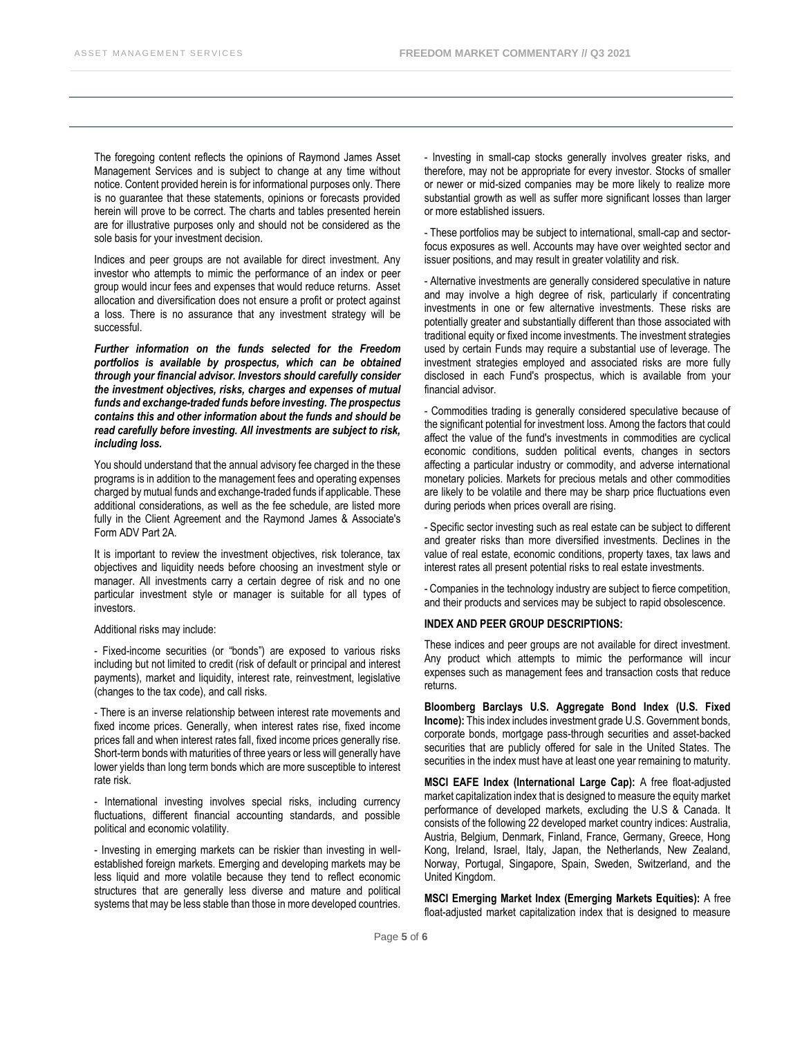The foregoing content reflects the opinions of Raymond James Asset Management Services and is subject to change at any time without notice. Content provided herein is for informational purposes only. There is no guarantee that these statements, opinions or forecasts provided herein will prove to be correct. The charts and tables presented herein are for illustrative purposes only and should not be considered as the sole basis for your investment decision.

Indices and peer groups are not available for direct investment. Any investor who attempts to mimic the performance of an index or peer group would incur fees and expenses that would reduce returns. Asset allocation and diversification does not ensure a profit or protect against a loss. There is no assurance that any investment strategy will be successful.

***Further information on the funds selected for the Freedom portfolios is available by prospectus, which can be obtained through your financial advisor. Investors should carefully consider the investment objectives, risks, charges and expenses of mutual funds and exchange-traded funds before investing. The prospectus contains this and other information about the funds and should be read carefully before investing. All investments are subject to risk, including loss.***

You should understand that the annual advisory fee charged in the these programs is in addition to the management fees and operating expenses charged by mutual funds and exchange-traded funds if applicable. These additional considerations, as well as the fee schedule, are listed more fully in the Client Agreement and the Raymond James & Associate's Form ADV Part 2A.

It is important to review the investment objectives, risk tolerance, tax objectives and liquidity needs before choosing an investment style or manager. All investments carry a certain degree of risk and no one particular investment style or manager is suitable for all types of investors.

Additional risks may include:

- Fixed-income securities (or "bonds") are exposed to various risks including but not limited to credit (risk of default or principal and interest payments), market and liquidity, interest rate, reinvestment, legislative (changes to the tax code), and call risks.

- There is an inverse relationship between interest rate movements and fixed income prices. Generally, when interest rates rise, fixed income prices fall and when interest rates fall, fixed income prices generally rise. Short-term bonds with maturities of three years or less will generally have lower yields than long term bonds which are more susceptible to interest rate risk.

- International investing involves special risks, including currency fluctuations, different financial accounting standards, and possible political and economic volatility.

- Investing in emerging markets can be riskier than investing in well-established foreign markets. Emerging and developing markets may be less liquid and more volatile because they tend to reflect economic structures that are generally less diverse and mature and political systems that may be less stable than those in more developed countries.

- Investing in small-cap stocks generally involves greater risks, and therefore, may not be appropriate for every investor. Stocks of smaller or newer or mid-sized companies may be more likely to realize more substantial growth as well as suffer more significant losses than larger or more established issuers.

- These portfolios may be subject to international, small-cap and sector-focus exposures as well. Accounts may have over weighted sector and issuer positions, and may result in greater volatility and risk.

- Alternative investments are generally considered speculative in nature and may involve a high degree of risk, particularly if concentrating investments in one or few alternative investments. These risks are potentially greater and substantially different than those associated with traditional equity or fixed income investments. The investment strategies used by certain Funds may require a substantial use of leverage. The investment strategies employed and associated risks are more fully disclosed in each Fund's prospectus, which is available from your financial advisor.

- Commodities trading is generally considered speculative because of the significant potential for investment loss. Among the factors that could affect the value of the fund's investments in commodities are cyclical economic conditions, sudden political events, changes in sectors affecting a particular industry or commodity, and adverse international monetary policies. Markets for precious metals and other commodities are likely to be volatile and there may be sharp price fluctuations even during periods when prices overall are rising.

- Specific sector investing such as real estate can be subject to different and greater risks than more diversified investments. Declines in the value of real estate, economic conditions, property taxes, tax laws and interest rates all present potential risks to real estate investments.

- Companies in the technology industry are subject to fierce competition, and their products and services may be subject to rapid obsolescence.

**INDEX AND PEER GROUP DESCRIPTIONS:**

These indices and peer groups are not available for direct investment. Any product which attempts to mimic the performance will incur expenses such as management fees and transaction costs that reduce returns.

**Bloomberg Barclays U.S. Aggregate Bond Index (U.S. Fixed Income):** This index includes investment grade U.S. Government bonds, corporate bonds, mortgage pass-through securities and asset-backed securities that are publicly offered for sale in the United States. The securities in the index must have at least one year remaining to maturity.

**MSCI EAFE Index (International Large Cap):** A free float-adjusted market capitalization index that is designed to measure the equity market performance of developed markets, excluding the U.S & Canada. It consists of the following 22 developed market country indices: Australia, Austria, Belgium, Denmark, Finland, France, Germany, Greece, Hong Kong, Ireland, Israel, Italy, Japan, the Netherlands, New Zealand, Norway, Portugal, Singapore, Spain, Sweden, Switzerland, and the United Kingdom.

**MSCI Emerging Market Index (Emerging Markets Equities):** A free float-adjusted market capitalization index that is designed to measure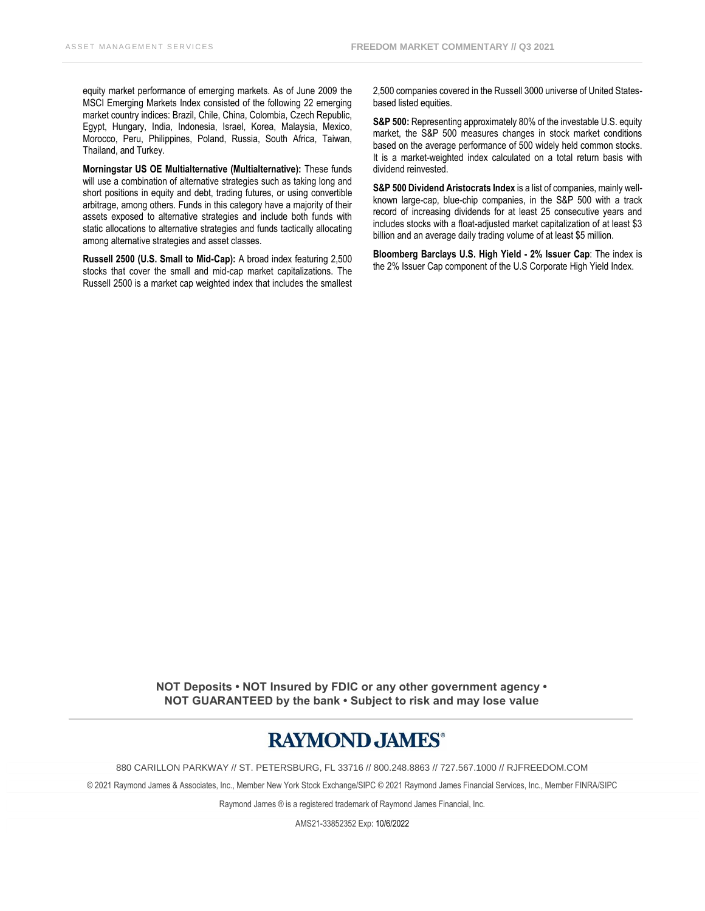equity market performance of emerging markets. As of June 2009 the MSCI Emerging Markets Index consisted of the following 22 emerging market country indices: Brazil, Chile, China, Colombia, Czech Republic, Egypt, Hungary, India, Indonesia, Israel, Korea, Malaysia, Mexico, Morocco, Peru, Philippines, Poland, Russia, South Africa, Taiwan, Thailand, and Turkey.

**Morningstar US OE Multialternative (Multialternative):** These funds will use a combination of alternative strategies such as taking long and short positions in equity and debt, trading futures, or using convertible arbitrage, among others. Funds in this category have a majority of their assets exposed to alternative strategies and include both funds with static allocations to alternative strategies and funds tactically allocating among alternative strategies and asset classes.

**Russell 2500 (U.S. Small to Mid-Cap):** A broad index featuring 2,500 stocks that cover the small and mid-cap market capitalizations. The Russell 2500 is a market cap weighted index that includes the smallest 2,500 companies covered in the Russell 3000 universe of United States-based listed equities.

**S&P 500:** Representing approximately 80% of the investable U.S. equity market, the S&P 500 measures changes in stock market conditions based on the average performance of 500 widely held common stocks. It is a market-weighted index calculated on a total return basis with dividend reinvested.

**S&P 500 Dividend Aristocrats Index** is a list of companies, mainly well-known large-cap, blue-chip companies, in the S&P 500 with a track record of increasing dividends for at least 25 consecutive years and includes stocks with a float-adjusted market capitalization of at least $3 billion and an average daily trading volume of at least $5 million.

**Bloomberg Barclays U.S. High Yield - 2% Issuer Cap**: The index is the 2% Issuer Cap component of the U.S Corporate High Yield Index.

**NOT Deposits • NOT Insured by FDIC or any other government agency • NOT GUARANTEED by the bank • Subject to risk and may lose value**

**RAYMOND JAMES®**

880 CARILLON PARKWAY // ST. PETERSBURG, FL 33716 // 800.248.8863 // 727.567.1000 // RJFREEDOM.COM

© 2021 Raymond James & Associates, Inc., Member New York Stock Exchange/SIPC © 2021 Raymond James Financial Services, Inc., Member FINRA/SIPC

Raymond James ® is a registered trademark of Raymond James Financial, Inc.

AMS21-33852352 Exp: 10/6/2022